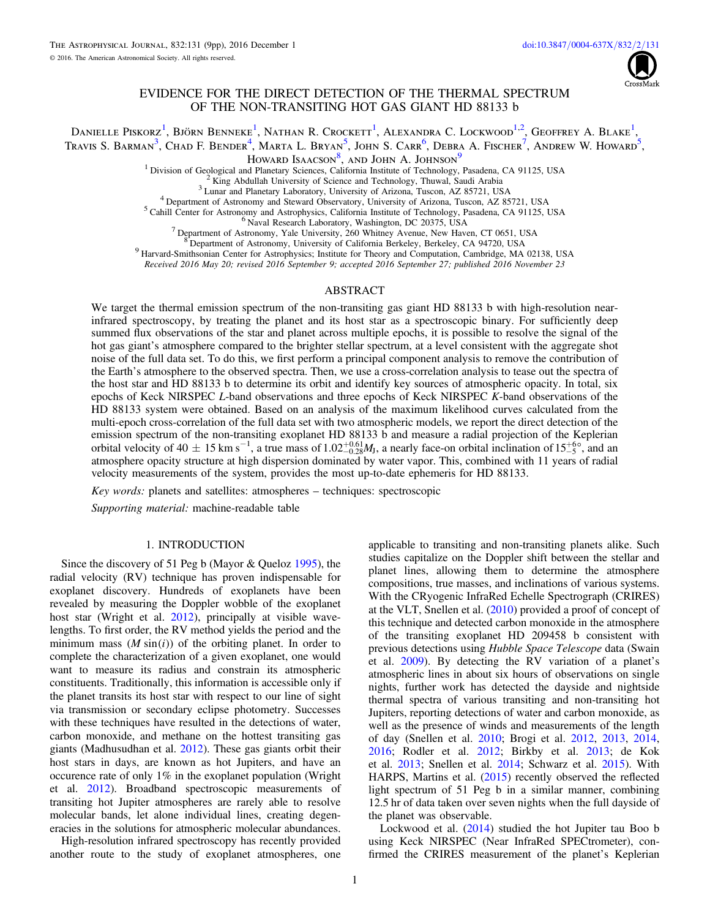# EVIDENCE FOR THE DIRECT DETECTION OF THE THERMAL SPECTRUM OF THE NON-TRANSITING HOT GAS GIANT HD 88133 b

Danielle Piskorz[1], Björn Benneke[1], Nathan R. Crockett[1], Alexandra C. Lockwood[1,2], Geoffrey A. Blake[1], Travis S. Barman[3], Chad F. Bender[4], Marta L. Bryan[5], John S. Carr[6], Debra A. Fischer[7], Andrew W. Howard[5], Howard Isaacson[8], and John A. Johnson[9]

[1] Division of Geological and Planetary Sciences, California Institute of Technology, Pasadena, CA 91125, USA
[2] King Abdullah University of Science and Technology, Thuwal, Saudi Arabia
[3] Lunar and Planetary Laboratory, University of Arizona, Tuscon, AZ 85721, USA
[4] Department of Astronomy and Steward Observatory, University of Arizona, Tuscon, AZ 85721, USA
[5] Cahill Center for Astronomy and Astrophysics, California Institute of Technology, Pasadena, CA 91125, USA
[6] Naval Research Laboratory, Washington, DC 20375, USA
[7] Department of Astronomy, Yale University, 260 Whitney Avenue, New Haven, CT 0651, USA
[8] Department of Astronomy, University of California Berkeley, Berkeley, CA 94720, USA
[9] Harvard-Smithsonian Center for Astrophysics; Institute for Theory and Computation, Cambridge, MA 02138, USA

*Received 2016 May 20; revised 2016 September 9; accepted 2016 September 27; published 2016 November 23*

## ABSTRACT

We target the thermal emission spectrum of the non-transiting gas giant HD 88133 b with high-resolution near-infrared spectroscopy, by treating the planet and its host star as a spectroscopic binary. For sufficiently deep summed flux observations of the star and planet across multiple epochs, it is possible to resolve the signal of the hot gas giant's atmosphere compared to the brighter stellar spectrum, at a level consistent with the aggregate shot noise of the full data set. To do this, we first perform a principal component analysis to remove the contribution of the Earth's atmosphere to the observed spectra. Then, we use a cross-correlation analysis to tease out the spectra of the host star and HD 88133 b to determine its orbit and identify key sources of atmospheric opacity. In total, six epochs of Keck NIRSPEC *L*-band observations and three epochs of Keck NIRSPEC *K*-band observations of the HD 88133 system were obtained. Based on an analysis of the maximum likelihood curves calculated from the multi-epoch cross-correlation of the full data set with two atmospheric models, we report the direct detection of the emission spectrum of the non-transiting exoplanet HD 88133 b and measure a radial projection of the Keplerian orbital velocity of $40 \pm 15$ km s$^{-1}$, a true mass of $1.02^{+0.61}_{-0.28} M_J$, a nearly face-on orbital inclination of $15^{+6}_{-5}$°, and an atmosphere opacity structure at high dispersion dominated by water vapor. This, combined with 11 years of radial velocity measurements of the system, provides the most up-to-date ephemeris for HD 88133.

*Key words:* planets and satellites: atmospheres – techniques: spectroscopic

*Supporting material:* machine-readable table

## 1. INTRODUCTION

Since the discovery of 51 Peg b (Mayor & Queloz 1995), the radial velocity (RV) technique has proven indispensable for exoplanet discovery. Hundreds of exoplanets have been revealed by measuring the Doppler wobble of the exoplanet host star (Wright et al. 2012), principally at visible wavelengths. To first order, the RV method yields the period and the minimum mass ($M \sin(i)$) of the orbiting planet. In order to complete the characterization of a given exoplanet, one would want to measure its radius and constrain its atmospheric constituents. Traditionally, this information is accessible only if the planet transits its host star with respect to our line of sight via transmission or secondary eclipse photometry. Successes with these techniques have resulted in the detections of water, carbon monoxide, and methane on the hottest transiting gas giants (Madhusudhan et al. 2012). These gas giants orbit their host stars in days, are known as hot Jupiters, and have an occurence rate of only 1% in the exoplanet population (Wright et al. 2012). Broadband spectroscopic measurements of transiting hot Jupiter atmospheres are rarely able to resolve molecular bands, let alone individual lines, creating degeneracies in the solutions for atmospheric molecular abundances.

High-resolution infrared spectroscopy has recently provided another route to the study of exoplanet atmospheres, one applicable to transiting and non-transiting planets alike. Such studies capitalize on the Doppler shift between the stellar and planet lines, allowing them to determine the atmosphere compositions, true masses, and inclinations of various systems. With the CRyogenic InfraRed Echelle Spectrograph (CRIRES) at the VLT, Snellen et al. (2010) provided a proof of concept of this technique and detected carbon monoxide in the atmosphere of the transiting exoplanet HD 209458 b consistent with previous detections using *Hubble Space Telescope* data (Swain et al. 2009). By detecting the RV variation of a planet's atmospheric lines in about six hours of observations on single nights, further work has detected the dayside and nightside thermal spectra of various transiting and non-transiting hot Jupiters, reporting detections of water and carbon monoxide, as well as the presence of winds and measurements of the length of day (Snellen et al. 2010; Brogi et al. 2012, 2013, 2014, 2016; Rodler et al. 2012; Birkby et al. 2013; de Kok et al. 2013; Snellen et al. 2014; Schwarz et al. 2015). With HARPS, Martins et al. (2015) recently observed the reflected light spectrum of 51 Peg b in a similar manner, combining 12.5 hr of data taken over seven nights when the full dayside of the planet was observable.

Lockwood et al. (2014) studied the hot Jupiter tau Boo b using Keck NIRSPEC (Near InfraRed SPECtrometer), confirmed the CRIRES measurement of the planet's Keplerian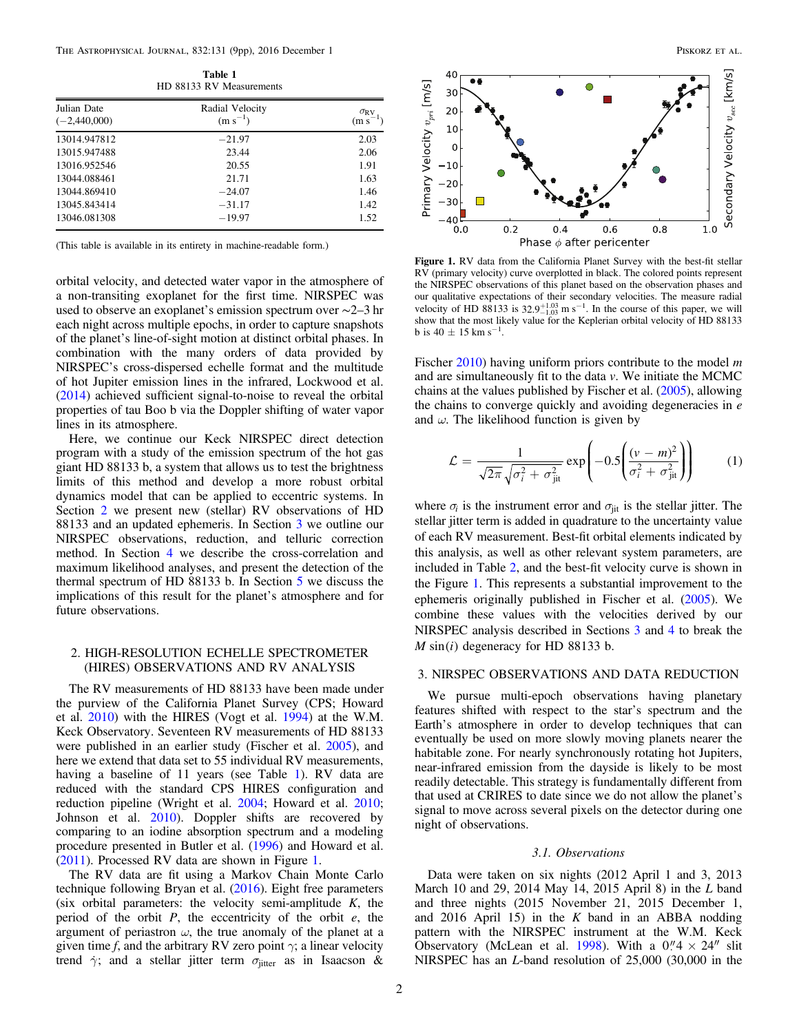**Table 1**
HD 88133 RV Measurements

| Julian Date ($-2{,}440{,}000$) | Radial Velocity ($\mathrm{m\ s^{-1}}$) | $\sigma_{\mathrm{RV}}$ ($\mathrm{m\ s^{-1}}$) |
|---|---|---|
| 13014.947812 | −21.97 | 2.03 |
| 13015.947488 | 23.44 | 2.06 |
| 13016.952546 | 20.55 | 1.91 |
| 13044.088461 | 21.71 | 1.63 |
| 13044.869410 | −24.07 | 1.46 |
| 13045.843414 | −31.17 | 1.42 |
| 13046.081308 | −19.97 | 1.52 |

(This table is available in its entirety in machine-readable form.)

orbital velocity, and detected water vapor in the atmosphere of a non-transiting exoplanet for the first time. NIRSPEC was used to observe an exoplanet's emission spectrum over ∼2–3 hr each night across multiple epochs, in order to capture snapshots of the planet's line-of-sight motion at distinct orbital phases. In combination with the many orders of data provided by NIRSPEC's cross-dispersed echelle format and the multitude of hot Jupiter emission lines in the infrared, Lockwood et al. (2014) achieved sufficient signal-to-noise to reveal the orbital properties of tau Boo b via the Doppler shifting of water vapor lines in its atmosphere.

Here, we continue our Keck NIRSPEC direct detection program with a study of the emission spectrum of the hot gas giant HD 88133 b, a system that allows us to test the brightness limits of this method and develop a more robust orbital dynamics model that can be applied to eccentric systems. In Section 2 we present new (stellar) RV observations of HD 88133 and an updated ephemeris. In Section 3 we outline our NIRSPEC observations, reduction, and telluric correction method. In Section 4 we describe the cross-correlation and maximum likelihood analyses, and present the detection of the thermal spectrum of HD 88133 b. In Section 5 we discuss the implications of this result for the planet's atmosphere and for future observations.

## 2. HIGH-RESOLUTION ECHELLE SPECTROMETER (HIRES) OBSERVATIONS AND RV ANALYSIS

The RV measurements of HD 88133 have been made under the purview of the California Planet Survey (CPS; Howard et al. 2010) with the HIRES (Vogt et al. 1994) at the W.M. Keck Observatory. Seventeen RV measurements of HD 88133 were published in an earlier study (Fischer et al. 2005), and here we extend that data set to 55 individual RV measurements, having a baseline of 11 years (see Table 1). RV data are reduced with the standard CPS HIRES configuration and reduction pipeline (Wright et al. 2004; Howard et al. 2010; Johnson et al. 2010). Doppler shifts are recovered by comparing to an iodine absorption spectrum and a modeling procedure presented in Butler et al. (1996) and Howard et al. (2011). Processed RV data are shown in Figure 1.

The RV data are fit using a Markov Chain Monte Carlo technique following Bryan et al. (2016). Eight free parameters (six orbital parameters: the velocity semi-amplitude $K$, the period of the orbit $P$, the eccentricity of the orbit $e$, the argument of periastron $\omega$, the true anomaly of the planet at a given time $f$, and the arbitrary RV zero point $\gamma$; a linear velocity trend $\dot{\gamma}$; and a stellar jitter term $\sigma_{\mathrm{jitter}}$ as in Isaacson & Fischer 2010) having uniform priors contribute to the model $m$ and are simultaneously fit to the data $v$. We initiate the MCMC chains at the values published by Fischer et al. (2005), allowing the chains to converge quickly and avoiding degeneracies in $e$ and $\omega$. The likelihood function is given by

$$\mathcal{L} = \frac{1}{\sqrt{2\pi}\sqrt{\sigma_i^2 + \sigma_{\mathrm{jit}}^2}} \exp\left(-0.5\left(\frac{(v - m)^2}{\sigma_i^2 + \sigma_{\mathrm{jit}}^2}\right)\right) \quad (1)$$

where $\sigma_i$ is the instrument error and $\sigma_{\mathrm{jit}}$ is the stellar jitter. The stellar jitter term is added in quadrature to the uncertainty value of each RV measurement. Best-fit orbital elements indicated by this analysis, as well as other relevant system parameters, are included in Table 2, and the best-fit velocity curve is shown in the Figure 1. This represents a substantial improvement to the ephemeris originally published in Fischer et al. (2005). We combine these values with the velocities derived by our NIRSPEC analysis described in Sections 3 and 4 to break the $M\sin(i)$ degeneracy for HD 88133 b.

**Figure 1.** RV data from the California Planet Survey with the best-fit stellar RV (primary velocity) curve overplotted in black. The colored points represent the NIRSPEC observations of this planet based on the observation phases and our qualitative expectations of their secondary velocities. The measured radial velocity of HD 88133 is $32.9^{+1.03}_{-1.03}\ \mathrm{m\ s^{-1}}$. In the course of this paper, we will show that the most likely value for the Keplerian orbital velocity of HD 88133 b is $40 \pm 15\ \mathrm{km\ s^{-1}}$.

## 3. NIRSPEC OBSERVATIONS AND DATA REDUCTION

We pursue multi-epoch observations having planetary features shifted with respect to the star's spectrum and the Earth's atmosphere in order to develop techniques that can eventually be used on more slowly moving planets nearer the habitable zone. For nearly synchronously rotating hot Jupiters, near-infrared emission from the dayside is likely to be most readily detectable. This strategy is fundamentally different from that used at CRIRES to date since we do not allow the planet's signal to move across several pixels on the detector during one night of observations.

### 3.1. Observations

Data were taken on six nights (2012 April 1 and 3, 2013 March 10 and 29, 2014 May 14, 2015 April 8) in the $L$ band and three nights (2015 November 21, 2015 December 1, and 2016 April 15) in the $K$ band in an ABBA nodding pattern with the NIRSPEC instrument at the W.M. Keck Observatory (McLean et al. 1998). With a $0''.4 \times 24''$ slit NIRSPEC has an $L$-band resolution of 25,000 (30,000 in the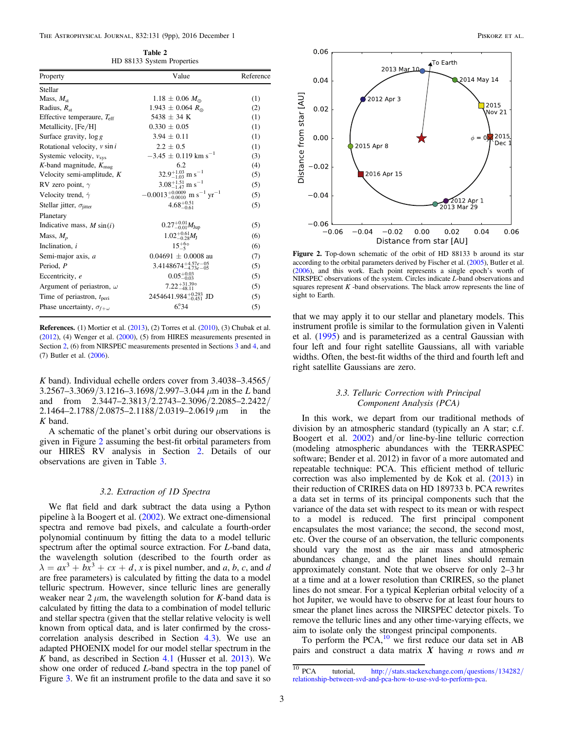**Table 2**
HD 88133 System Properties

| Property | Value | Reference |
|---|---|---|
| Stellar | | |
| Mass, $M_{st}$ | $1.18 \pm 0.06\ M_{\odot}$ | (1) |
| Radius, $R_{st}$ | $1.943 \pm 0.064\ R_{\odot}$ | (2) |
| Effective temperaure, $T_{\rm eff}$ | $5438 \pm 34$ K | (1) |
| Metallicity, [Fe/H] | $0.330 \pm 0.05$ | (1) |
| Surface gravity, $\log g$ | $3.94 \pm 0.11$ | (1) |
| Rotational velocity, $v \sin i$ | $2.2 \pm 0.5$ | (1) |
| Systemic velocity, $v_{\rm sys}$ | $-3.45 \pm 0.119$ km s$^{-1}$ | (3) |
| K-band magnitude, $K_{\rm mag}$ | 6.2 | (4) |
| Velocity semi-amplitude, $K$ | $32.9^{+1.03}_{-1.03}$ m s$^{-1}$ | (5) |
| RV zero point, $\gamma$ | $3.08^{+1.51}_{-1.47}$ m s$^{-1}$ | (5) |
| Velocity trend, $\dot{\gamma}$ | $-0.0013^{+0.0009}_{-0.0010}$ m s$^{-1}$ yr$^{-1}$ | (5) |
| Stellar jitter, $\sigma_{\rm jitter}$ | $4.68^{+0.51}_{-0.61}$ | (5) |
| Planetary | | |
| Indicative mass, $M \sin(i)$ | $0.27^{+0.01}_{-0.01} M_{\rm Jup}$ | (5) |
| Mass, $M_p$ | $1.02^{+0.61}_{-0.28} M_{\rm J}$ | (6) |
| Inclination, $i$ | $15^{+6}_{-5}{}^{\circ}$ | (6) |
| Semi-major axis, $a$ | $0.04691 \pm 0.0008$ au | (7) |
| Period, $P$ | $3.4148674^{+4.57e-05}_{-4.73e-05}$ | (5) |
| Eccentricity, $e$ | $0.05^{+0.03}_{-0.03}$ | (5) |
| Argument of periastron, $\omega$ | $7.22^{+31.39}_{-48.11}{}^{\circ}$ | (5) |
| Time of periastron, $t_{\rm peri}$ | $2454641.984^{+0.293}_{-0.451}$ JD | (5) |
| Phase uncertainty, $\sigma_{f+\omega}$ | $6^{\circ}.34$ | (5) |

**References.** (1) Mortier et al. (2013), (2) Torres et al. (2010), (3) Chubak et al. (2012), (4) Wenger et al. (2000), (5) from HIRES measurements presented in Section 2, (6) from NIRSPEC measurements presented in Sections 3 and 4, and (7) Butler et al. (2006).

$K$ band). Individual echelle orders cover from 3.4038–3.4565/3.2567–3.3069/3.1216–3.1698/2.997–3.044 $\mu$m in the $L$ band and from 2.3447–2.3813/2.2743–2.3096/2.2085–2.2422/2.1464–2.1788/2.0875–2.1188/2.0319–2.0619 $\mu$m in the $K$ band.

A schematic of the planet's orbit during our observations is given in Figure 2 assuming the best-fit orbital parameters from our HIRES RV analysis in Section 2. Details of our observations are given in Table 3.

Figure 2. Top-down schematic of the orbit of HD 88133 b around its star according to the orbital parameters derived by Fischer et al. (2005), Butler et al. (2006), and this work. Each point represents a single epoch's worth of NIRSPEC observations of the system. Circles indicate $L$-band observations and squares represent $K$ -band observations. The black arrow represents the line of sight to Earth.

### 3.2. Extraction of 1D Spectra

We flat field and dark subtract the data using a Python pipeline à la Boogert et al. (2002). We extract one-dimensional spectra and remove bad pixels, and calculate a fourth-order polynomial continuum by fitting the data to a model telluric spectrum after the optimal source extraction. For $L$-band data, the wavelength solution (described to the fourth order as $\lambda = ax^3 + bx^3 + cx + d$, $x$ is pixel number, and $a$, $b$, $c$, and $d$ are free parameters) is calculated by fitting the data to a model telluric spectrum. However, since telluric lines are generally weaker near 2 $\mu$m, the wavelength solution for $K$-band data is calculated by fitting the data to a combination of model telluric and stellar spectra (given that the stellar relative velocity is well known from optical data, and is later confirmed by the cross-correlation analysis described in Section 4.3). We use an adapted PHOENIX model for our model stellar spectrum in the $K$ band, as described in Section 4.1 (Husser et al. 2013). We show one order of reduced $L$-band spectra in the top panel of Figure 3. We fit an instrument profile to the data and save it so that we may apply it to our stellar and planetary models. This instrument profile is similar to the formulation given in Valenti et al. (1995) and is parameterized as a central Gaussian with four left and four right satellite Gaussians, all with variable widths. Often, the best-fit widths of the third and fourth left and right satellite Gaussians are zero.

### 3.3. Telluric Correction with Principal Component Analysis (PCA)

In this work, we depart from our traditional methods of division by an atmospheric standard (typically an A star; c.f. Boogert et al. 2002) and/or line-by-line telluric correction (modeling atmospheric abundances with the TERRASPEC software; Bender et al. 2012) in favor of a more automated and repeatable technique: PCA. This efficient method of telluric correction was also implemented by de Kok et al. (2013) in their reduction of CRIRES data on HD 189733 b. PCA rewrites a data set in terms of its principal components such that the variance of the data set with respect to its mean or with respect to a model is reduced. The first principal component encapsulates the most variance; the second, the second most, etc. Over the course of an observation, the telluric components should vary the most as the air mass and atmospheric abundances change, and the planet lines should remain approximately constant. Note that we observe for only 2–3 hr at a time and at a lower resolution than CRIRES, so the planet lines do not smear. For a typical Keplerian orbital velocity of a hot Jupiter, we would have to observe for at least four hours to smear the planet lines across the NIRSPEC detector pixels. To remove the telluric lines and any other time-varying effects, we aim to isolate only the strongest principal components.

To perform the PCA,[10] we first reduce our data set in AB pairs and construct a data matrix $\boldsymbol{X}$ having $n$ rows and $m$

[10] PCA tutorial, http://stats.stackexchange.com/questions/134282/relationship-between-svd-and-pca-how-to-use-svd-to-perform-pca.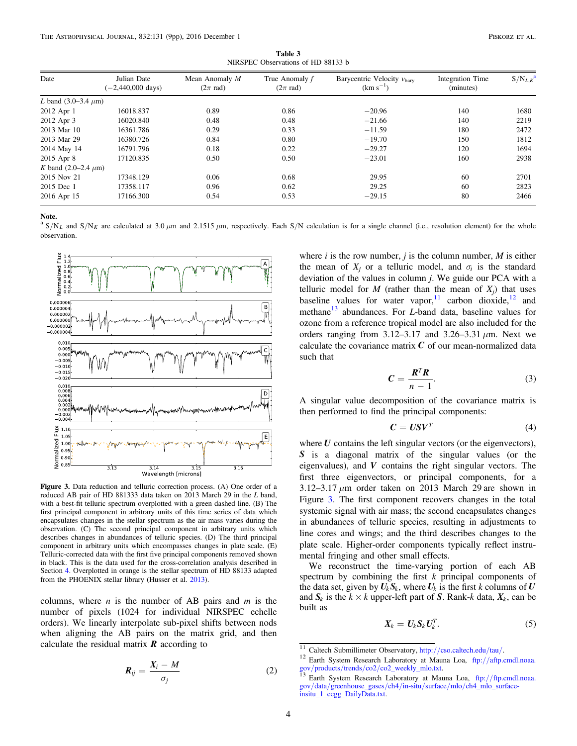**Table 3**
NIRSPEC Observations of HD 88133 b

| Date | Julian Date (−2,440,000 days) | Mean Anomaly $M$ ($2\pi$ rad) | True Anomaly $f$ ($2\pi$ rad) | Barycentric Velocity $v_{\rm bary}$ (km s$^{-1}$) | Integration Time (minutes) | S/N$_{L,K}$[a] |
|---|---|---|---|---|---|---|
| $L$ band (3.0–3.4 $\mu$m) | | | | | | |
| 2012 Apr 1 | 16018.837 | 0.89 | 0.86 | −20.96 | 140 | 1680 |
| 2012 Apr 3 | 16020.840 | 0.48 | 0.48 | −21.66 | 140 | 2219 |
| 2013 Mar 10 | 16361.786 | 0.29 | 0.33 | −11.59 | 180 | 2472 |
| 2013 Mar 29 | 16380.726 | 0.84 | 0.80 | −19.70 | 150 | 1812 |
| 2014 May 14 | 16791.796 | 0.18 | 0.22 | −29.27 | 120 | 1694 |
| 2015 Apr 8 | 17120.835 | 0.50 | 0.50 | −23.01 | 160 | 2938 |
| $K$ band (2.0–2.4 $\mu$m) | | | | | | |
| 2015 Nov 21 | 17348.129 | 0.06 | 0.68 | 29.95 | 60 | 2701 |
| 2015 Dec 1 | 17358.117 | 0.96 | 0.62 | 29.25 | 60 | 2823 |
| 2016 Apr 15 | 17166.300 | 0.54 | 0.53 | −29.15 | 80 | 2466 |

**Note.**
[a] S/N$_L$ and S/N$_K$ are calculated at 3.0 $\mu$m and 2.1515 $\mu$m, respectively. Each S/N calculation is for a single channel (i.e., resolution element) for the whole observation.

**Figure 3.** Data reduction and telluric correction process. (A) One order of a reduced AB pair of HD 881333 data taken on 2013 March 29 in the $L$ band, with a best-fit telluric spectrum overplotted with a green dashed line. (B) The first principal component in arbitrary units of this time series of data which encapsulates changes in the stellar spectrum as the air mass varies during the observation. (C) The second principal component in arbitrary units which describes changes in abundances of telluric species. (D) The third principal component in arbitrary units which encompasses changes in plate scale. (E) Telluric-corrected data with the first five principal components removed shown in black. This is the data used for the cross-correlation analysis described in Section 4. Overplotted in orange is the stellar spectrum of HD 88133 adapted from the PHOENIX stellar library (Husser et al. 2013).

columns, where $n$ is the number of AB pairs and $m$ is the number of pixels (1024 for individual NIRSPEC echelle orders). We linearly interpolate sub-pixel shifts between nods when aligning the AB pairs on the matrix grid, and then calculate the residual matrix $\boldsymbol{R}$ according to

$$\boldsymbol{R}_{ij} = \frac{X_i - M}{\sigma_j} \tag{2}$$

where $i$ is the row number, $j$ is the column number, $M$ is either the mean of $X_j$ or a telluric model, and $\sigma_i$ is the standard deviation of the values in column $j$. We guide our PCA with a telluric model for $M$ (rather than the mean of $X_j$) that uses baseline values for water vapor,[11] carbon dioxide,[12] and methane[13] abundances. For $L$-band data, baseline values for ozone from a reference tropical model are also included for the orders ranging from 3.12–3.17 and 3.26–3.31 $\mu$m. Next we calculate the covariance matrix $\boldsymbol{C}$ of our mean-normalized data such that

$$\boldsymbol{C} = \frac{\boldsymbol{R}^T\boldsymbol{R}}{n-1}. \tag{3}$$

A singular value decomposition of the covariance matrix is then performed to find the principal components:

$$\boldsymbol{C} = \boldsymbol{U}\boldsymbol{S}\boldsymbol{V}^T \tag{4}$$

where $\boldsymbol{U}$ contains the left singular vectors (or the eigenvectors), $\boldsymbol{S}$ is a diagonal matrix of the singular values (or the eigenvalues), and $\boldsymbol{V}$ contains the right singular vectors. The first three eigenvectors, or principal components, for a 3.12–3.17 $\mu$m order taken on 2013 March 29 are shown in Figure 3. The first component recovers changes in the total systemic signal with air mass; the second encapsulates changes in abundances of telluric species, resulting in adjustments to line cores and wings; and the third describes changes to the plate scale. Higher-order components typically reflect instrumental fringing and other small effects.

We reconstruct the time-varying portion of each AB spectrum by combining the first $k$ principal components of the data set, given by $\boldsymbol{U}_k\boldsymbol{S}_k$, where $\boldsymbol{U}_k$ is the first $k$ columns of $\boldsymbol{U}$ and $\boldsymbol{S}_k$ is the $k \times k$ upper-left part of $\boldsymbol{S}$. Rank-$k$ data, $\boldsymbol{X}_k$, can be built as

$$\boldsymbol{X}_k = \boldsymbol{U}_k\boldsymbol{S}_k\boldsymbol{U}_k^T. \tag{5}$$

[11] Caltech Submillimeter Observatory, http://cso.caltech.edu/tau/.

[12] Earth System Research Laboratory at Mauna Loa, ftp://aftp.cmdl.noaa.gov/products/trends/co2/co2_weekly_mlo.txt.

[13] Earth System Research Laboratory at Mauna Loa, ftp://ftp.cmdl.noaa.gov/data/greenhouse_gases/ch4/in-situ/surface/mlo/ch4_mlo_surface-insitu_1_ccgg_DailyData.txt.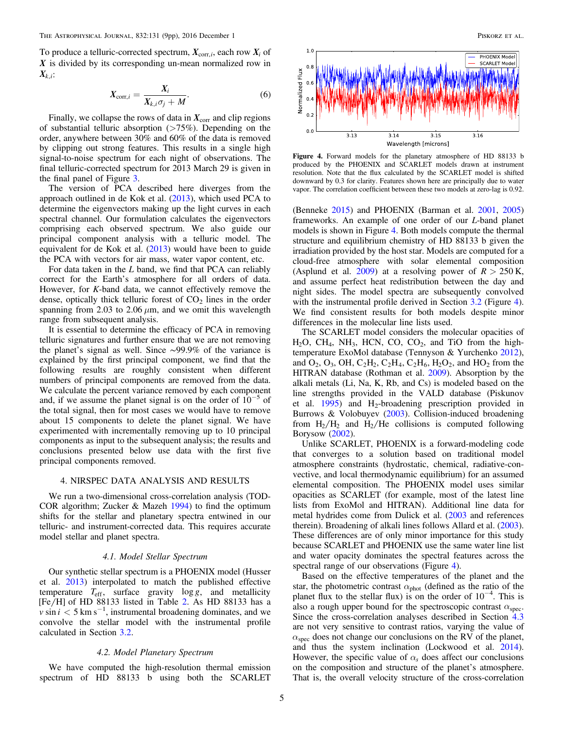To produce a telluric-corrected spectrum, $\boldsymbol{X}_{\mathrm{corr},i}$, each row $\boldsymbol{X}_i$ of $\boldsymbol{X}$ is divided by its corresponding un-mean normalized row in $\boldsymbol{X}_{k,i}$:

$$\boldsymbol{X}_{\mathrm{corr},i} = \frac{\boldsymbol{X}_i}{\boldsymbol{X}_{k,i}\sigma_j + M}. \tag{6}$$

Finally, we collapse the rows of data in $\boldsymbol{X}_{\mathrm{corr}}$ and clip regions of substantial telluric absorption (>75%). Depending on the order, anywhere between 30% and 60% of the data is removed by clipping out strong features. This results in a single high signal-to-noise spectrum for each night of observations. The final telluric-corrected spectrum for 2013 March 29 is given in the final panel of Figure 3.

The version of PCA described here diverges from the approach outlined in de Kok et al. (2013), which used PCA to determine the eigenvectors making up the light curves in each spectral channel. Our formulation calculates the eigenvectors comprising each observed spectrum. We also guide our principal component analysis with a telluric model. The equivalent for de Kok et al. (2013) would have been to guide the PCA with vectors for air mass, water vapor content, etc.

For data taken in the $L$ band, we find that PCA can reliably correct for the Earth's atmosphere for all orders of data. However, for $K$-band data, we cannot effectively remove the dense, optically thick telluric forest of $CO_2$ lines in the order spanning from 2.03 to 2.06 $\mu$m, and we omit this wavelength range from subsequent analysis.

It is essential to determine the efficacy of PCA in removing telluric signatures and further ensure that we are not removing the planet's signal as well. Since ~99.9% of the variance is explained by the first principal component, we find that the following results are roughly consistent when different numbers of principal components are removed from the data. We calculate the percent variance removed by each component and, if we assume the planet signal is on the order of $10^{-5}$ of the total signal, then for most cases we would have to remove about 15 components to delete the planet signal. We have experimented with incrementally removing up to 10 principal components as input to the subsequent analysis; the results and conclusions presented below use data with the first five principal components removed.

## 4. NIRSPEC DATA ANALYSIS AND RESULTS

We run a two-dimensional cross-correlation analysis (TODCOR algorithm; Zucker & Mazeh 1994) to find the optimum shifts for the stellar and planetary spectra entwined in our telluric- and instrument-corrected data. This requires accurate model stellar and planet spectra.

### 4.1. Model Stellar Spectrum

Our synthetic stellar spectrum is a PHOENIX model (Husser et al. 2013) interpolated to match the published effective temperature $T_{\mathrm{eff}}$, surface gravity $\log g$, and metallicity [Fe/H] of HD 88133 listed in Table 2. As HD 88133 has a $v \sin i < 5$ km s$^{-1}$, instrumental broadening dominates, and we convolve the stellar model with the instrumental profile calculated in Section 3.2.

### 4.2. Model Planetary Spectrum

We have computed the high-resolution thermal emission spectrum of HD 88133 b using both the SCARLET (Benneke 2015) and PHOENIX (Barman et al. 2001, 2005) frameworks. An example of one order of our $L$-band planet models is shown in Figure 4. Both models compute the thermal structure and equilibrium chemistry of HD 88133 b given the irradiation provided by the host star. Models are computed for a cloud-free atmosphere with solar elemental composition (Asplund et al. 2009) at a resolving power of $R > 250$ K, and assume perfect heat redistribution between the day and night sides. The model spectra are subsequently convolved with the instrumental profile derived in Section 3.2 (Figure 4). We find consistent results for both models despite minor differences in the molecular line lists used.

**Figure 4.** Forward models for the planetary atmosphere of HD 88133 b produced by the PHOENIX and SCARLET models drawn at instrument resolution. Note that the flux calculated by the SCARLET model is shifted downward by 0.3 for clarity. Features shown here are principally due to water vapor. The correlation coefficient between these two models at zero-lag is 0.92.

The SCARLET model considers the molecular opacities of $H_2O$, $CH_4$, $NH_3$, HCN, CO, $CO_2$, and TiO from the high-temperature ExoMol database (Tennyson & Yurchenko 2012), and $O_2$, $O_3$, OH, $C_2H_2$, $C_2H_4$, $C_2H_6$, $H_2O_2$, and $HO_2$ from the HITRAN database (Rothman et al. 2009). Absorption by the alkali metals (Li, Na, K, Rb, and Cs) is modeled based on the line strengths provided in the VALD database (Piskunov et al. 1995) and $H_2$-broadening prescription provided in Burrows & Volobuyev (2003). Collision-induced broadening from $H_2/H_2$ and $H_2/He$ collisions is computed following Borysow (2002).

Unlike SCARLET, PHOENIX is a forward-modeling code that converges to a solution based on traditional model atmosphere constraints (hydrostatic, chemical, radiative-convective, and local thermodynamic equilibrium) for an assumed elemental composition. The PHOENIX model uses similar opacities as SCARLET (for example, most of the latest line lists from ExoMol and HITRAN). Additional line data for metal hydrides come from Dulick et al. (2003 and references therein). Broadening of alkali lines follows Allard et al. (2003). These differences are of only minor importance for this study because SCARLET and PHOENIX use the same water line list and water opacity dominates the spectral features across the spectral range of our observations (Figure 4).

Based on the effective temperatures of the planet and the star, the photometric contrast $\alpha_{\mathrm{phot}}$ (defined as the ratio of the planet flux to the stellar flux) is on the order of $10^{-4}$. This is also a rough upper bound for the spectroscopic contrast $\alpha_{\mathrm{spec}}$. Since the cross-correlation analyses described in Section 4.3 are not very sensitive to contrast ratios, varying the value of $\alpha_{\mathrm{spec}}$ does not change our conclusions on the RV of the planet, and thus the system inclination (Lockwood et al. 2014). However, the specific value of $\alpha_s$ does affect our conclusions on the composition and structure of the planet's atmosphere. That is, the overall velocity structure of the cross-correlation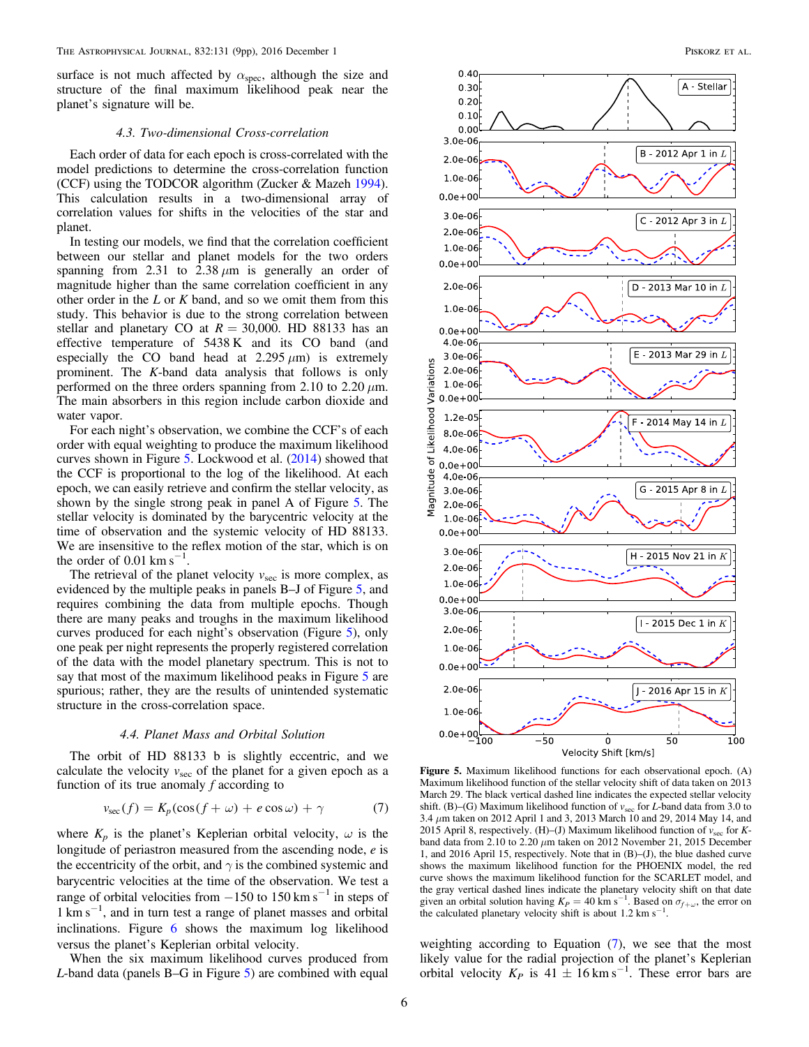surface is not much affected by $\alpha_{\rm spec}$, although the size and structure of the final maximum likelihood peak near the planet's signature will be.

### 4.3. Two-dimensional Cross-correlation

Each order of data for each epoch is cross-correlated with the model predictions to determine the cross-correlation function (CCF) using the TODCOR algorithm (Zucker & Mazeh 1994). This calculation results in a two-dimensional array of correlation values for shifts in the velocities of the star and planet.

In testing our models, we find that the correlation coefficient between our stellar and planet models for the two orders spanning from 2.31 to 2.38 $\mu$m is generally an order of magnitude higher than the same correlation coefficient in any other order in the $L$ or $K$ band, and so we omit them from this study. This behavior is due to the strong correlation between stellar and planetary CO at $R = 30{,}000$. HD 88133 has an effective temperature of 5438 K and its CO band (and especially the CO band head at 2.295 $\mu$m) is extremely prominent. The $K$-band data analysis that follows is only performed on the three orders spanning from 2.10 to 2.20 $\mu$m. The main absorbers in this region include carbon dioxide and water vapor.

For each night's observation, we combine the CCF's of each order with equal weighting to produce the maximum likelihood curves shown in Figure 5. Lockwood et al. (2014) showed that the CCF is proportional to the log of the likelihood. At each epoch, we can easily retrieve and confirm the stellar velocity, as shown by the single strong peak in panel A of Figure 5. The stellar velocity is dominated by the barycentric velocity at the time of observation and the systemic velocity of HD 88133. We are insensitive to the reflex motion of the star, which is on the order of 0.01 km s$^{-1}$.

The retrieval of the planet velocity $v_{\rm sec}$ is more complex, as evidenced by the multiple peaks in panels B–J of Figure 5, and requires combining the data from multiple epochs. Though there are many peaks and troughs in the maximum likelihood curves produced for each night's observation (Figure 5), only one peak per night represents the properly registered correlation of the data with the model planetary spectrum. This is not to say that most of the maximum likelihood peaks in Figure 5 are spurious; rather, they are the results of unintended systematic structure in the cross-correlation space.

### 4.4. Planet Mass and Orbital Solution

The orbit of HD 88133 b is slightly eccentric, and we calculate the velocity $v_{\rm sec}$ of the planet for a given epoch as a function of its true anomaly $f$ according to

$$v_{\rm sec}(f) = K_p(\cos(f + \omega) + e\cos\omega) + \gamma \qquad (7)$$

where $K_p$ is the planet's Keplerian orbital velocity, $\omega$ is the longitude of periastron measured from the ascending node, $e$ is the eccentricity of the orbit, and $\gamma$ is the combined systemic and barycentric velocities at the time of the observation. We test a range of orbital velocities from $-150$ to 150 km s$^{-1}$ in steps of 1 km s$^{-1}$, and in turn test a range of planet masses and orbital inclinations. Figure 6 shows the maximum log likelihood versus the planet's Keplerian orbital velocity.

When the six maximum likelihood curves produced from $L$-band data (panels B–G in Figure 5) are combined with equal weighting according to Equation (7), we see that the most likely value for the radial projection of the planet's Keplerian orbital velocity $K_P$ is $41 \pm 16$ km s$^{-1}$. These error bars are

**Figure 5.** Maximum likelihood functions for each observational epoch. (A) Maximum likelihood function of the stellar velocity shift of data taken on 2013 March 29. The black vertical dashed line indicates the expected stellar velocity shift. (B)–(G) Maximum likelihood function of $v_{\rm sec}$ for $L$-band data from 3.0 to 3.4 $\mu$m taken on 2012 April 1 and 3, 2013 March 10 and 29, 2014 May 14, and 2015 April 8, respectively. (H)–(J) Maximum likelihood function of $v_{\rm sec}$ for $K$-band data from 2.10 to 2.20 $\mu$m taken on 2012 November 21, 2015 December 1, and 2016 April 15, respectively. Note that in (B)–(J), the blue dashed curve shows the maximum likelihood function for the PHOENIX model, the red curve shows the maximum likelihood function for the SCARLET model, and the gray vertical dashed lines indicate the planetary velocity shift on that date given an orbital solution having $K_P = 40$ km s$^{-1}$. Based on $\sigma_{f+\omega}$, the error on the calculated planetary velocity shift is about 1.2 km s$^{-1}$.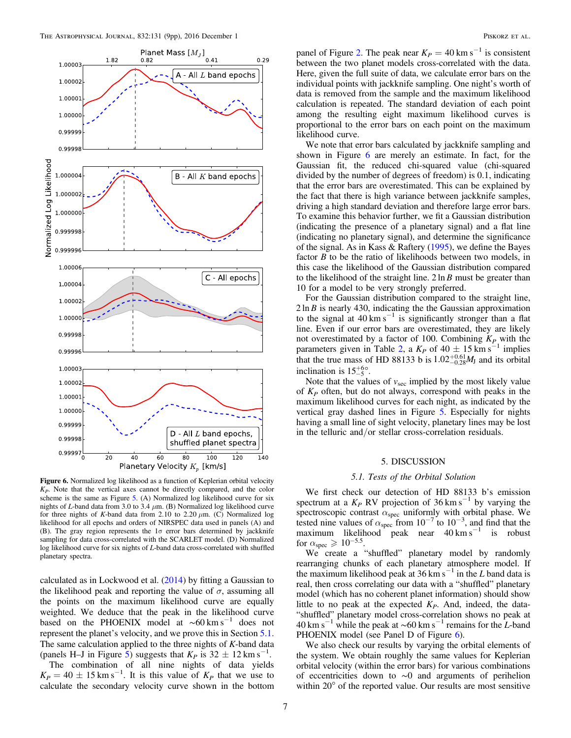**Figure 6.** Normalized log likelihood as a function of Keplerian orbital velocity $K_P$. Note that the vertical axes cannot be directly compared, and the color scheme is the same as Figure 5. (A) Normalized log likelihood curve for six nights of $L$-band data from 3.0 to 3.4 $\mu$m. (B) Normalized log likelihood curve for three nights of $K$-band data from 2.10 to 2.20 $\mu$m. (C) Normalized log likelihood for all epochs and orders of NIRSPEC data used in panels (A) and (B). The gray region represents the 1$\sigma$ error bars determined by jackknife sampling for data cross-correlated with the SCARLET model. (D) Normalized log likelihood curve for six nights of $L$-band data cross-correlated with shuffled planetary spectra.

calculated as in Lockwood et al. (2014) by fitting a Gaussian to the likelihood peak and reporting the value of $\sigma$, assuming all the points on the maximum likelihood curve are equally weighted. We deduce that the peak in the likelihood curve based on the PHOENIX model at $\sim$60 km s$^{-1}$ does not represent the planet's velocity, and we prove this in Section 5.1. The same calculation applied to the three nights of $K$-band data (panels H–J in Figure 5) suggests that $K_P$ is $32 \pm 12$ km s$^{-1}$.

The combination of all nine nights of data yields $K_P = 40 \pm 15$ km s$^{-1}$. It is this value of $K_P$ that we use to calculate the secondary velocity curve shown in the bottom panel of Figure 2. The peak near $K_P = 40$ km s$^{-1}$ is consistent between the two planet models cross-correlated with the data. Here, given the full suite of data, we calculate error bars on the individual points with jackknife sampling. One night's worth of data is removed from the sample and the maximum likelihood calculation is repeated. The standard deviation of each point among the resulting eight maximum likelihood curves is proportional to the error bars on each point on the maximum likelihood curve.

We note that error bars calculated by jackknife sampling and shown in Figure 6 are merely an estimate. In fact, for the Gaussian fit, the reduced chi-squared value (chi-squared divided by the number of degrees of freedom) is 0.1, indicating that the error bars are overestimated. This can be explained by the fact that there is high variance between jackknife samples, driving a high standard deviation and therefore large error bars. To examine this behavior further, we fit a Gaussian distribution (indicating the presence of a planetary signal) and a flat line (indicating no planetary signal), and determine the significance of the signal. As in Kass & Raftery (1995), we define the Bayes factor $B$ to be the ratio of likelihoods between two models, in this case the likelihood of the Gaussian distribution compared to the likelihood of the straight line. $2 \ln B$ must be greater than 10 for a model to be very strongly preferred.

For the Gaussian distribution compared to the straight line, $2 \ln B$ is nearly 430, indicating the the Gaussian approximation to the signal at 40 km s$^{-1}$ is significantly stronger than a flat line. Even if our error bars are overestimated, they are likely not overestimated by a factor of 100. Combining $K_P$ with the parameters given in Table 2, a $K_P$ of $40 \pm 15$ km s$^{-1}$ implies that the true mass of HD 88133 b is $1.02^{+0.61}_{-0.28} M_J$ and its orbital inclination is $15^{+6}_{-5}{}^{\circ}$.

Note that the values of $v_{sec}$ implied by the most likely value of $K_P$ often, but do not always, correspond with peaks in the maximum likelihood curves for each night, as indicated by the vertical gray dashed lines in Figure 5. Especially for nights having a small line of sight velocity, planetary lines may be lost in the telluric and/or stellar cross-correlation residuals.

## 5. DISCUSSION

### *5.1. Tests of the Orbital Solution*

We first check our detection of HD 88133 b's emission spectrum at a $K_P$ RV projection of 36 km s$^{-1}$ by varying the spectroscopic contrast $\alpha_{spec}$ uniformly with orbital phase. We tested nine values of $\alpha_{spec}$ from $10^{-7}$ to $10^{-3}$, and find that the maximum likelihood peak near 40 km s$^{-1}$ is robust for $\alpha_{spec} \geqslant 10^{-5.5}$.

We create a "shuffled" planetary model by randomly rearranging chunks of each planetary atmosphere model. If the maximum likelihood peak at 36 km s$^{-1}$ in the $L$ band data is real, then cross correlating our data with a "shuffled" planetary model (which has no coherent planet information) should show little to no peak at the expected $K_P$. And, indeed, the data-"shuffled" planetary model cross-correlation shows no peak at 40 km s$^{-1}$ while the peak at $\sim$60 km s$^{-1}$ remains for the $L$-band PHOENIX model (see Panel D of Figure 6).

We also check our results by varying the orbital elements of the system. We obtain roughly the same values for Keplerian orbital velocity (within the error bars) for various combinations of eccentricities down to $\sim$0 and arguments of perihelion within 20° of the reported value. Our results are most sensitive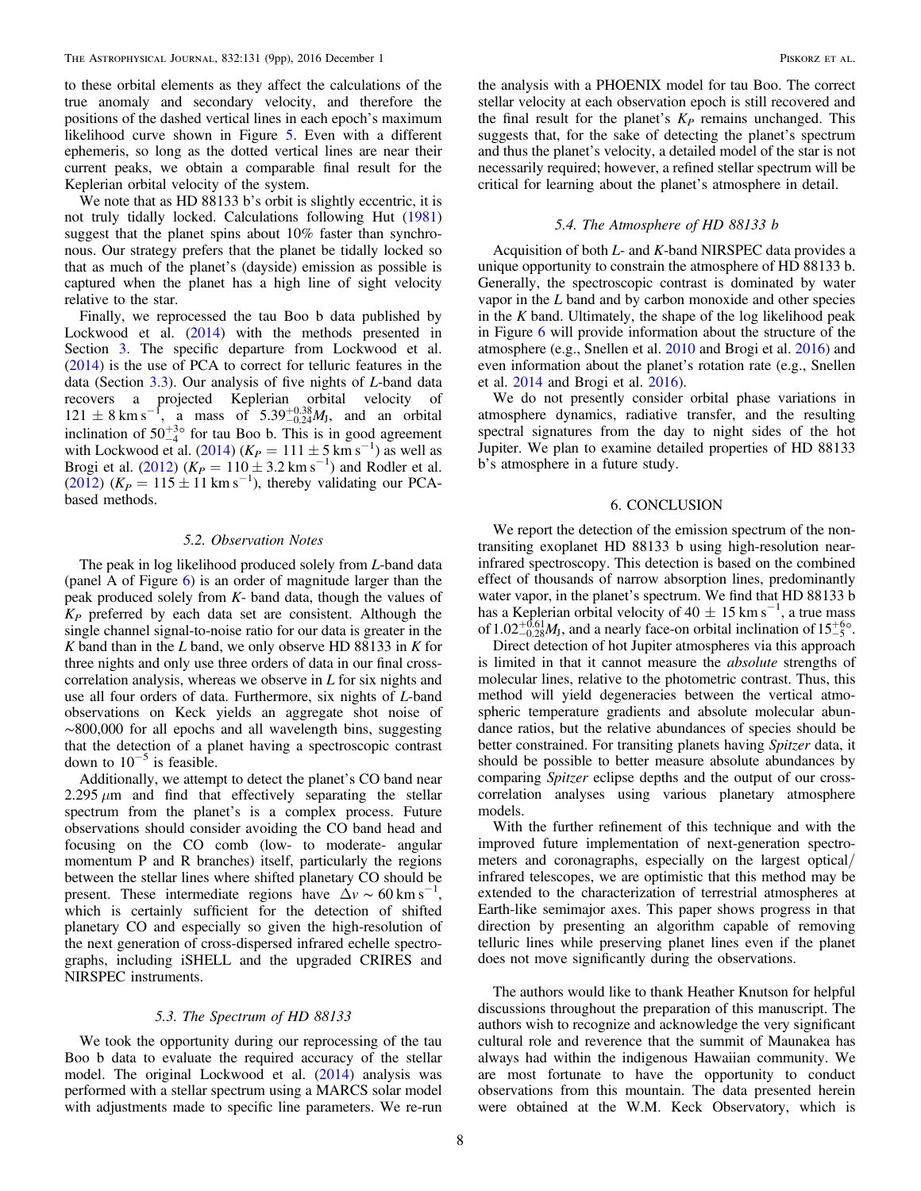to these orbital elements as they affect the calculations of the true anomaly and secondary velocity, and therefore the positions of the dashed vertical lines in each epoch's maximum likelihood curve shown in Figure 5. Even with a different ephemeris, so long as the dotted vertical lines are near their current peaks, we obtain a comparable final result for the Keplerian orbital velocity of the system.

We note that as HD 88133 b's orbit is slightly eccentric, it is not truly tidally locked. Calculations following Hut (1981) suggest that the planet spins about 10% faster than synchronous. Our strategy prefers that the planet be tidally locked so that as much of the planet's (dayside) emission as possible is captured when the planet has a high line of sight velocity relative to the star.

Finally, we reprocessed the tau Boo b data published by Lockwood et al. (2014) with the methods presented in Section 3. The specific departure from Lockwood et al. (2014) is the use of PCA to correct for telluric features in the data (Section 3.3). Our analysis of five nights of *L*-band data recovers a projected Keplerian orbital velocity of $121 \pm 8\,\mathrm{km\,s^{-1}}$, a mass of $5.39^{+0.38}_{-0.24} M_J$, and an orbital inclination of $50^{+3}_{-4}{}^{\circ}$ for tau Boo b. This is in good agreement with Lockwood et al. (2014) ($K_P = 111 \pm 5\,\mathrm{km\,s^{-1}}$) as well as Brogi et al. (2012) ($K_P = 110 \pm 3.2\,\mathrm{km\,s^{-1}}$) and Rodler et al. (2012) ($K_P = 115 \pm 11\,\mathrm{km\,s^{-1}}$), thereby validating our PCA-based methods.

### 5.2. Observation Notes

The peak in log likelihood produced solely from *L*-band data (panel A of Figure 6) is an order of magnitude larger than the peak produced solely from *K*- band data, though the values of $K_P$ preferred by each data set are consistent. Although the single channel signal-to-noise ratio for our data is greater in the *K* band than in the *L* band, we only observe HD 88133 in *K* for three nights and only use three orders of data in our final cross-correlation analysis, whereas we observe in *L* for six nights and use all four orders of data. Furthermore, six nights of *L*-band observations on Keck yields an aggregate shot noise of ~800,000 for all epochs and all wavelength bins, suggesting that the detection of a planet having a spectroscopic contrast down to $10^{-5}$ is feasible.

Additionally, we attempt to detect the planet's CO band near $2.295\,\mu$m and find that effectively separating the stellar spectrum from the planet's is a complex process. Future observations should consider avoiding the CO band head and focusing on the CO comb (low- to moderate- angular momentum P and R branches) itself, particularly the regions between the stellar lines where shifted planetary CO should be present. These intermediate regions have $\Delta v \sim 60\,\mathrm{km\,s^{-1}}$, which is certainly sufficient for the detection of shifted planetary CO and especially so given the high-resolution of the next generation of cross-dispersed infrared echelle spectrographs, including iSHELL and the upgraded CRIRES and NIRSPEC instruments.

### 5.3. The Spectrum of HD 88133

We took the opportunity during our reprocessing of the tau Boo b data to evaluate the required accuracy of the stellar model. The original Lockwood et al. (2014) analysis was performed with a stellar spectrum using a MARCS solar model with adjustments made to specific line parameters. We re-run the analysis with a PHOENIX model for tau Boo. The correct stellar velocity at each observation epoch is still recovered and the final result for the planet's $K_P$ remains unchanged. This suggests that, for the sake of detecting the planet's spectrum and thus the planet's velocity, a detailed model of the star is not necessarily required; however, a refined stellar spectrum will be critical for learning about the planet's atmosphere in detail.

### 5.4. The Atmosphere of HD 88133 b

Acquisition of both *L*- and *K*-band NIRSPEC data provides a unique opportunity to constrain the atmosphere of HD 88133 b. Generally, the spectroscopic contrast is dominated by water vapor in the *L* band and by carbon monoxide and other species in the *K* band. Ultimately, the shape of the log likelihood peak in Figure 6 will provide information about the structure of the atmosphere (e.g., Snellen et al. 2010 and Brogi et al. 2016) and even information about the planet's rotation rate (e.g., Snellen et al. 2014 and Brogi et al. 2016).

We do not presently consider orbital phase variations in atmosphere dynamics, radiative transfer, and the resulting spectral signatures from the day to night sides of the hot Jupiter. We plan to examine detailed properties of HD 88133 b's atmosphere in a future study.

## 6. CONCLUSION

We report the detection of the emission spectrum of the non-transiting exoplanet HD 88133 b using high-resolution near-infrared spectroscopy. This detection is based on the combined effect of thousands of narrow absorption lines, predominantly water vapor, in the planet's spectrum. We find that HD 88133 b has a Keplerian orbital velocity of $40 \pm 15\,\mathrm{km\,s^{-1}}$, a true mass of $1.02^{+0.61}_{-0.28} M_J$, and a nearly face-on orbital inclination of $15^{+6}_{-5}{}^{\circ}$.

Direct detection of hot Jupiter atmospheres via this approach is limited in that it cannot measure the *absolute* strengths of molecular lines, relative to the photometric contrast. Thus, this method will yield degeneracies between the vertical atmospheric temperature gradients and absolute molecular abundance ratios, but the relative abundances of species should be better constrained. For transiting planets having *Spitzer* data, it should be possible to better measure absolute abundances by comparing *Spitzer* eclipse depths and the output of our cross-correlation analyses using various planetary atmosphere models.

With the further refinement of this technique and with the improved future implementation of next-generation spectrometers and coronagraphs, especially on the largest optical/infrared telescopes, we are optimistic that this method may be extended to the characterization of terrestrial atmospheres at Earth-like semimajor axes. This paper shows progress in that direction by presenting an algorithm capable of removing telluric lines while preserving planet lines even if the planet does not move significantly during the observations.

The authors would like to thank Heather Knutson for helpful discussions throughout the preparation of this manuscript. The authors wish to recognize and acknowledge the very significant cultural role and reverence that the summit of Maunakea has always had within the indigenous Hawaiian community. We are most fortunate to have the opportunity to conduct observations from this mountain. The data presented herein were obtained at the W.M. Keck Observatory, which is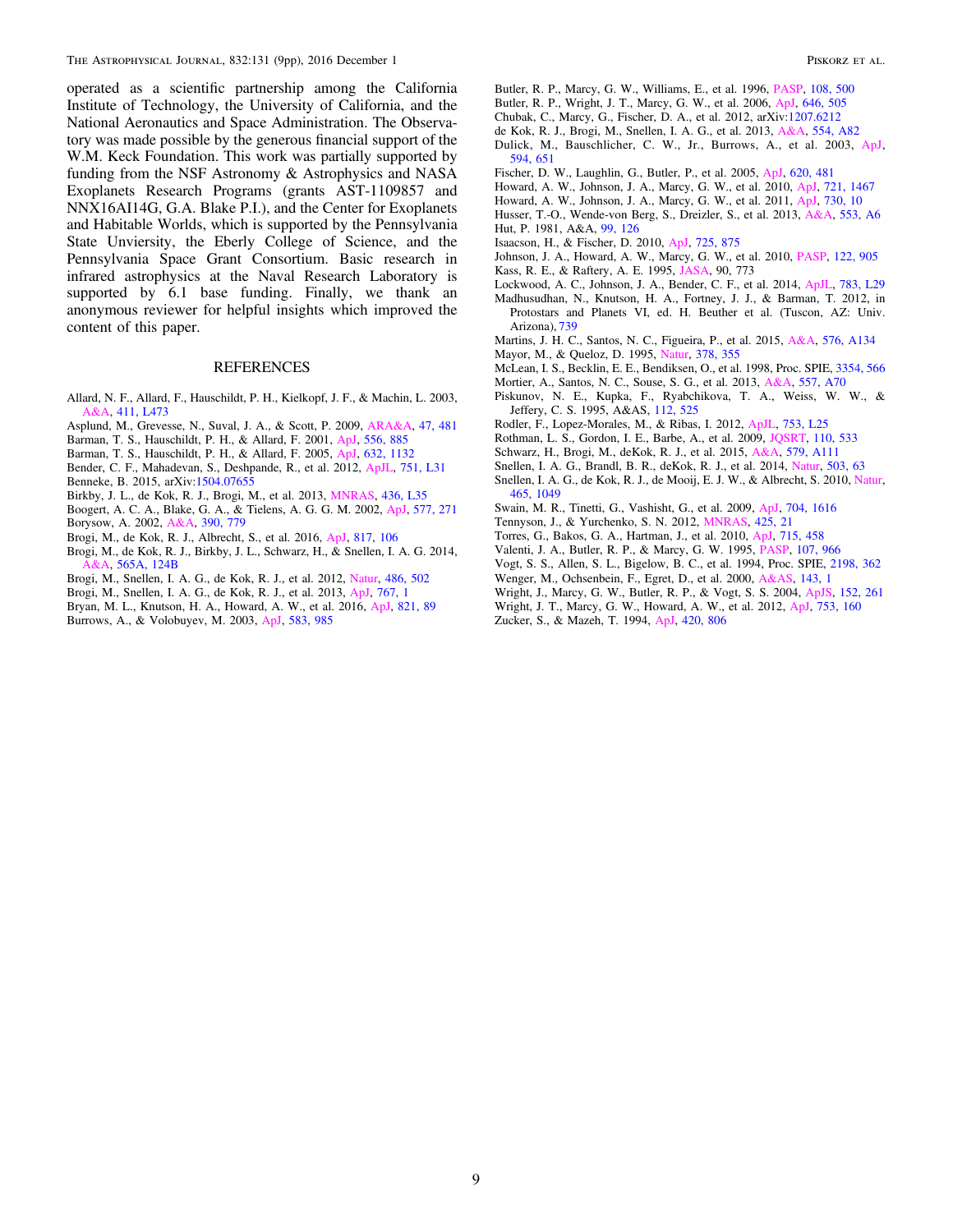operated as a scientific partnership among the California Institute of Technology, the University of California, and the National Aeronautics and Space Administration. The Observatory was made possible by the generous financial support of the W.M. Keck Foundation. This work was partially supported by funding from the NSF Astronomy & Astrophysics and NASA Exoplanets Research Programs (grants AST-1109857 and NNX16AI14G, G.A. Blake P.I.), and the Center for Exoplanets and Habitable Worlds, which is supported by the Pennsylvania State Unviersity, the Eberly College of Science, and the Pennsylvania Space Grant Consortium. Basic research in infrared astrophysics at the Naval Research Laboratory is supported by 6.1 base funding. Finally, we thank an anonymous reviewer for helpful insights which improved the content of this paper.

## REFERENCES

Allard, N. F., Allard, F., Hauschildt, P. H., Kielkopf, J. F., & Machin, L. 2003, A&A, 411, L473
Asplund, M., Grevesse, N., Suval, J. A., & Scott, P. 2009, ARA&A, 47, 481
Barman, T. S., Hauschildt, P. H., & Allard, F. 2001, ApJ, 556, 885
Barman, T. S., Hauschildt, P. H., & Allard, F. 2005, ApJ, 632, 1132
Bender, C. F., Mahadevan, S., Deshpande, R., et al. 2012, ApJL, 751, L31
Benneke, B. 2015, arXiv:1504.07655
Birkby, J. L., de Kok, R. J., Brogi, M., et al. 2013, MNRAS, 436, L35
Boogert, A. C. A., Blake, G. A., & Tielens, A. G. G. M. 2002, ApJ, 577, 271
Borysow, A. 2002, A&A, 390, 779
Brogi, M., de Kok, R. J., Albrecht, S., et al. 2016, ApJ, 817, 106
Brogi, M., de Kok, R. J., Birkby, J. L., Schwarz, H., & Snellen, I. A. G. 2014, A&A, 565A, 124B
Brogi, M., Snellen, I. A. G., de Kok, R. J., et al. 2012, Natur, 486, 502
Brogi, M., Snellen, I. A. G., de Kok, R. J., et al. 2013, ApJ, 767, 1
Bryan, M. L., Knutson, H. A., Howard, A. W., et al. 2016, ApJ, 821, 89
Burrows, A., & Volobuyev, M. 2003, ApJ, 583, 985
Butler, R. P., Marcy, G. W., Williams, E., et al. 1996, PASP, 108, 500
Butler, R. P., Wright, J. T., Marcy, G. W., et al. 2006, ApJ, 646, 505
Chubak, C., Marcy, G., Fischer, D. A., et al. 2012, arXiv:1207.6212
de Kok, R. J., Brogi, M., Snellen, I. A. G., et al. 2013, A&A, 554, A82
Dulick, M., Bauschlicher, C. W., Jr., Burrows, A., et al. 2003, ApJ, 594, 651
Fischer, D. W., Laughlin, G., Butler, P., et al. 2005, ApJ, 620, 481
Howard, A. W., Johnson, J. A., Marcy, G. W., et al. 2010, ApJ, 721, 1467
Howard, A. W., Johnson, J. A., Marcy, G. W., et al. 2011, ApJ, 730, 10
Husser, T.-O., Wende-von Berg, S., Dreizler, S., et al. 2013, A&A, 553, A6
Hut, P. 1981, A&A, 99, 126
Isaacson, H., & Fischer, D. 2010, ApJ, 725, 875
Johnson, J. A., Howard, A. W., Marcy, G. W., et al. 2010, PASP, 122, 905
Kass, R. E., & Raftery, A. E. 1995, JASA, 90, 773
Lockwood, A. C., Johnson, J. A., Bender, C. F., et al. 2014, ApJL, 783, L29
Madhusudhan, N., Knutson, H. A., Fortney, J. J., & Barman, T. 2012, in Protostars and Planets VI, ed. H. Beuther et al. (Tuscon, AZ: Univ. Arizona), 739
Martins, J. H. C., Santos, N. C., Figueira, P., et al. 2015, A&A, 576, A134
Mayor, M., & Queloz, D. 1995, Natur, 378, 355
McLean, I. S., Becklin, E. E., Bendiksen, O., et al. 1998, Proc. SPIE, 3354, 566
Mortier, A., Santos, N. C., Souse, S. G., et al. 2013, A&A, 557, A70
Piskunov, N. E., Kupka, F., Ryabchikova, T. A., Weiss, W. W., & Jeffery, C. S. 1995, A&AS, 112, 525
Rodler, F., Lopez-Morales, M., & Ribas, I. 2012, ApJL, 753, L25
Rothman, L. S., Gordon, I. E., Barbe, A., et al. 2009, JQSRT, 110, 533
Schwarz, H., Brogi, M., deKok, R. J., et al. 2015, A&A, 579, A111
Snellen, I. A. G., Brandl, B. R., deKok, R. J., et al. 2014, Natur, 503, 63
Snellen, I. A. G., de Kok, R. J., de Mooij, E. J. W., & Albrecht, S. 2010, Natur, 465, 1049
Swain, M. R., Tinetti, G., Vashisht, G., et al. 2009, ApJ, 704, 1616
Tennyson, J., & Yurchenko, S. N. 2012, MNRAS, 425, 21
Torres, G., Bakos, G. A., Hartman, J., et al. 2010, ApJ, 715, 458
Valenti, J. A., Butler, R. P., & Marcy, G. W. 1995, PASP, 107, 966
Vogt, S. S., Allen, S. L., Bigelow, B. C., et al. 1994, Proc. SPIE, 2198, 362
Wenger, M., Ochsenbein, F., Egret, D., et al. 2000, A&AS, 143, 1
Wright, J., Marcy, G. W., Butler, R. P., & Vogt, S. S. 2004, ApJS, 152, 261
Wright, J. T., Marcy, G. W., Howard, A. W., et al. 2012, ApJ, 753, 160
Zucker, S., & Mazeh, T. 1994, ApJ, 420, 806